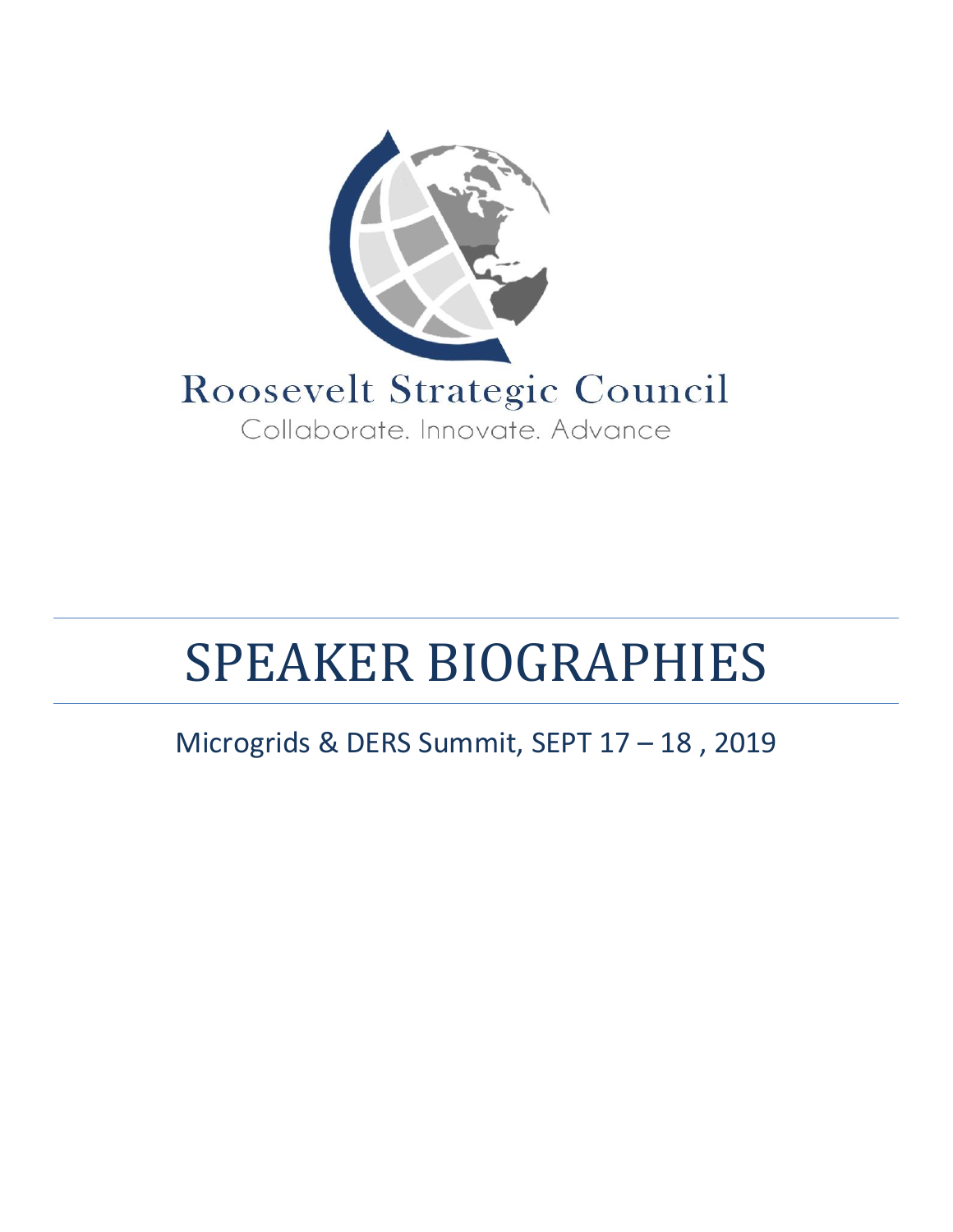Roosevelt Strategic Council

Collaborate. Innovate. Advance

# SPEAKER BIOGRAPHIES

Microgrids & DERS Summit, SEPT 17 – 18 , 2019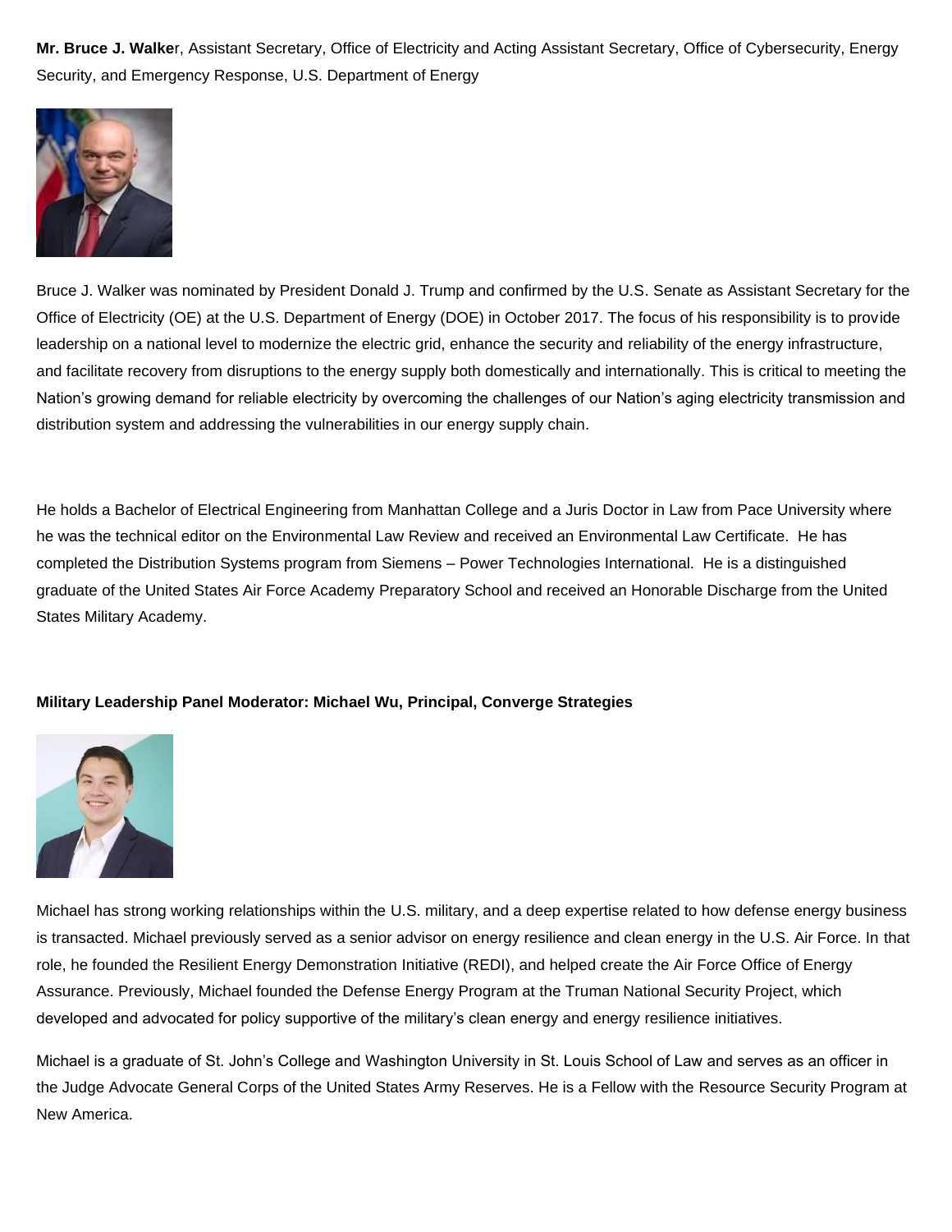**Mr. Bruce J. Walker**, Assistant Secretary, Office of Electricity and Acting Assistant Secretary, Office of Cybersecurity, Energy Security, and Emergency Response, U.S. Department of Energy

Bruce J. Walker was nominated by President Donald J. Trump and confirmed by the U.S. Senate as Assistant Secretary for the Office of Electricity (OE) at the U.S. Department of Energy (DOE) in October 2017. The focus of his responsibility is to provide leadership on a national level to modernize the electric grid, enhance the security and reliability of the energy infrastructure, and facilitate recovery from disruptions to the energy supply both domestically and internationally. This is critical to meeting the Nation's growing demand for reliable electricity by overcoming the challenges of our Nation's aging electricity transmission and distribution system and addressing the vulnerabilities in our energy supply chain.

He holds a Bachelor of Electrical Engineering from Manhattan College and a Juris Doctor in Law from Pace University where he was the technical editor on the Environmental Law Review and received an Environmental Law Certificate. He has completed the Distribution Systems program from Siemens – Power Technologies International. He is a distinguished graduate of the United States Air Force Academy Preparatory School and received an Honorable Discharge from the United States Military Academy.

**Military Leadership Panel Moderator: Michael Wu, Principal, Converge Strategies**

Michael has strong working relationships within the U.S. military, and a deep expertise related to how defense energy business is transacted. Michael previously served as a senior advisor on energy resilience and clean energy in the U.S. Air Force. In that role, he founded the Resilient Energy Demonstration Initiative (REDI), and helped create the Air Force Office of Energy Assurance. Previously, Michael founded the Defense Energy Program at the Truman National Security Project, which developed and advocated for policy supportive of the military's clean energy and energy resilience initiatives.

Michael is a graduate of St. John's College and Washington University in St. Louis School of Law and serves as an officer in the Judge Advocate General Corps of the United States Army Reserves. He is a Fellow with the Resource Security Program at New America.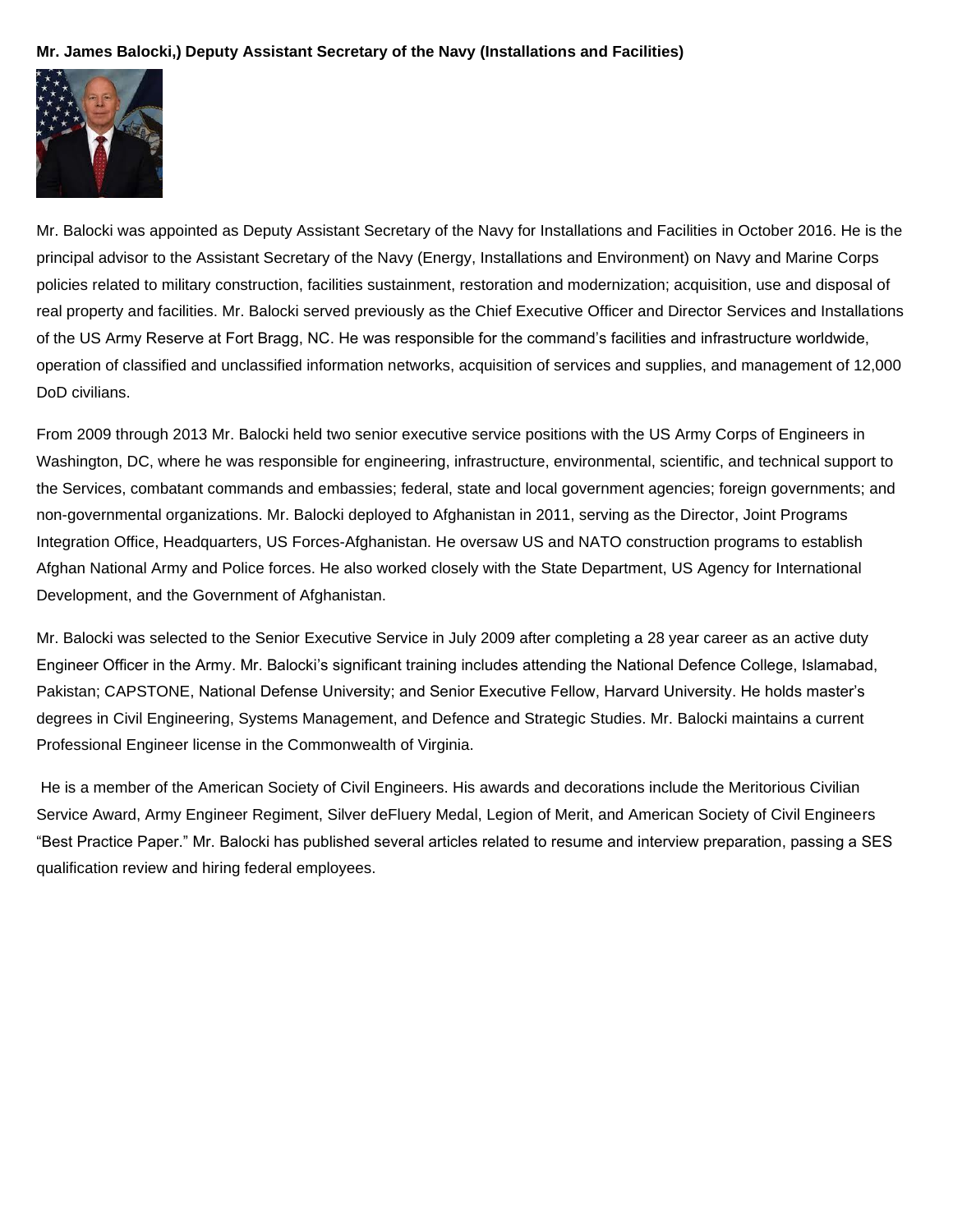**Mr. James Balocki,) Deputy Assistant Secretary of the Navy (Installations and Facilities)**

Mr. Balocki was appointed as Deputy Assistant Secretary of the Navy for Installations and Facilities in October 2016. He is the principal advisor to the Assistant Secretary of the Navy (Energy, Installations and Environment) on Navy and Marine Corps policies related to military construction, facilities sustainment, restoration and modernization; acquisition, use and disposal of real property and facilities. Mr. Balocki served previously as the Chief Executive Officer and Director Services and Installations of the US Army Reserve at Fort Bragg, NC. He was responsible for the command's facilities and infrastructure worldwide, operation of classified and unclassified information networks, acquisition of services and supplies, and management of 12,000 DoD civilians.

From 2009 through 2013 Mr. Balocki held two senior executive service positions with the US Army Corps of Engineers in Washington, DC, where he was responsible for engineering, infrastructure, environmental, scientific, and technical support to the Services, combatant commands and embassies; federal, state and local government agencies; foreign governments; and non-governmental organizations. Mr. Balocki deployed to Afghanistan in 2011, serving as the Director, Joint Programs Integration Office, Headquarters, US Forces-Afghanistan. He oversaw US and NATO construction programs to establish Afghan National Army and Police forces. He also worked closely with the State Department, US Agency for International Development, and the Government of Afghanistan.

Mr. Balocki was selected to the Senior Executive Service in July 2009 after completing a 28 year career as an active duty Engineer Officer in the Army. Mr. Balocki's significant training includes attending the National Defence College, Islamabad, Pakistan; CAPSTONE, National Defense University; and Senior Executive Fellow, Harvard University. He holds master's degrees in Civil Engineering, Systems Management, and Defence and Strategic Studies. Mr. Balocki maintains a current Professional Engineer license in the Commonwealth of Virginia.

He is a member of the American Society of Civil Engineers. His awards and decorations include the Meritorious Civilian Service Award, Army Engineer Regiment, Silver deFluery Medal, Legion of Merit, and American Society of Civil Engineers "Best Practice Paper." Mr. Balocki has published several articles related to resume and interview preparation, passing a SES qualification review and hiring federal employees.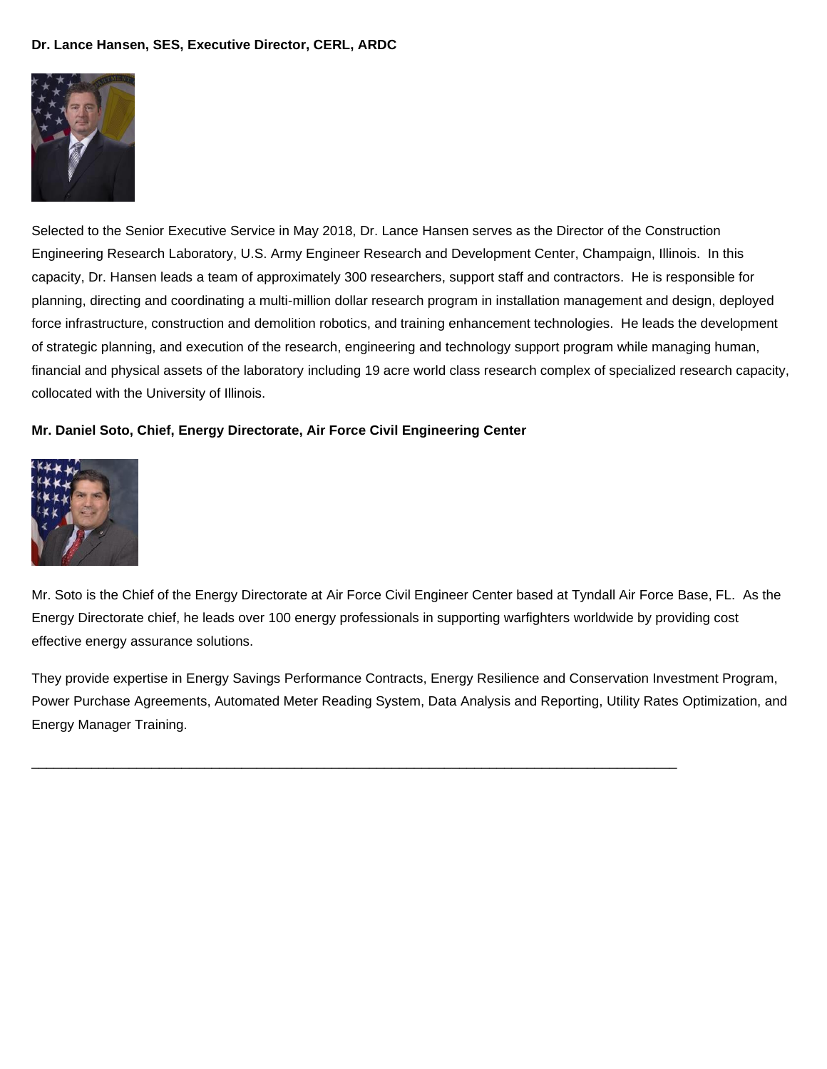**Dr. Lance Hansen, SES, Executive Director, CERL, ARDC**

Selected to the Senior Executive Service in May 2018, Dr. Lance Hansen serves as the Director of the Construction Engineering Research Laboratory, U.S. Army Engineer Research and Development Center, Champaign, Illinois. In this capacity, Dr. Hansen leads a team of approximately 300 researchers, support staff and contractors. He is responsible for planning, directing and coordinating a multi-million dollar research program in installation management and design, deployed force infrastructure, construction and demolition robotics, and training enhancement technologies. He leads the development of strategic planning, and execution of the research, engineering and technology support program while managing human, financial and physical assets of the laboratory including 19 acre world class research complex of specialized research capacity, collocated with the University of Illinois.

**Mr. Daniel Soto, Chief, Energy Directorate, Air Force Civil Engineering Center**

Mr. Soto is the Chief of the Energy Directorate at Air Force Civil Engineer Center based at Tyndall Air Force Base, FL. As the Energy Directorate chief, he leads over 100 energy professionals in supporting warfighters worldwide by providing cost effective energy assurance solutions.

They provide expertise in Energy Savings Performance Contracts, Energy Resilience and Conservation Investment Program, Power Purchase Agreements, Automated Meter Reading System, Data Analysis and Reporting, Utility Rates Optimization, and Energy Manager Training.

---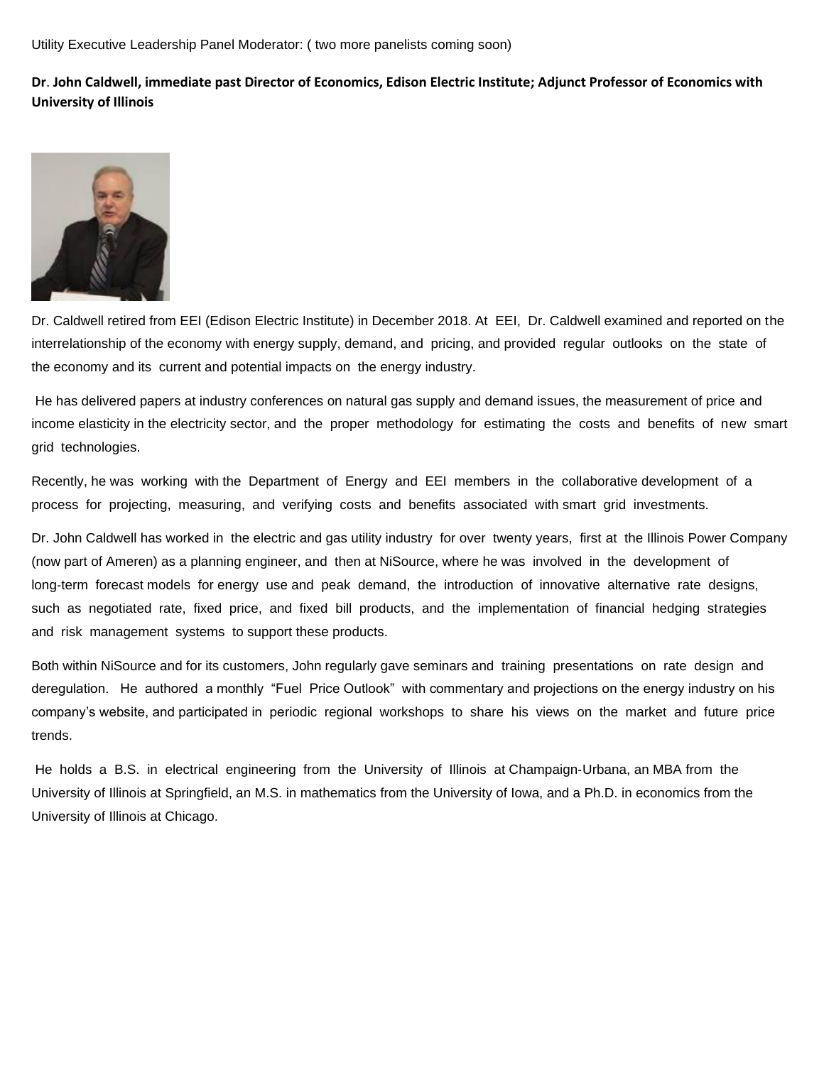Utility Executive Leadership Panel Moderator: ( two more panelists coming soon)

**Dr. John Caldwell, immediate past Director of Economics, Edison Electric Institute; Adjunct Professor of Economics with University of Illinois**

Dr. Caldwell retired from EEI (Edison Electric Institute) in December 2018. At EEI, Dr. Caldwell examined and reported on the interrelationship of the economy with energy supply, demand, and pricing, and provided regular outlooks on the state of the economy and its current and potential impacts on the energy industry.

He has delivered papers at industry conferences on natural gas supply and demand issues, the measurement of price and income elasticity in the electricity sector, and the proper methodology for estimating the costs and benefits of new smart grid technologies.

Recently, he was working with the Department of Energy and EEI members in the collaborative development of a process for projecting, measuring, and verifying costs and benefits associated with smart grid investments.

Dr. John Caldwell has worked in the electric and gas utility industry for over twenty years, first at the Illinois Power Company (now part of Ameren) as a planning engineer, and then at NiSource, where he was involved in the development of long-term forecast models for energy use and peak demand, the introduction of innovative alternative rate designs, such as negotiated rate, fixed price, and fixed bill products, and the implementation of financial hedging strategies and risk management systems to support these products.

Both within NiSource and for its customers, John regularly gave seminars and training presentations on rate design and deregulation. He authored a monthly "Fuel Price Outlook" with commentary and projections on the energy industry on his company's website, and participated in periodic regional workshops to share his views on the market and future price trends.

He holds a B.S. in electrical engineering from the University of Illinois at Champaign-Urbana, an MBA from the University of Illinois at Springfield, an M.S. in mathematics from the University of Iowa, and a Ph.D. in economics from the University of Illinois at Chicago.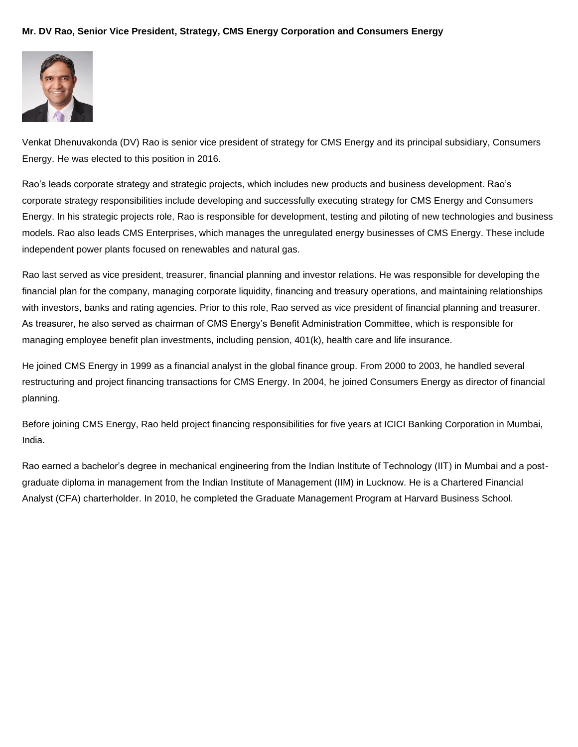**Mr. DV Rao, Senior Vice President, Strategy, CMS Energy Corporation and Consumers Energy**

Venkat Dhenuvakonda (DV) Rao is senior vice president of strategy for CMS Energy and its principal subsidiary, Consumers Energy. He was elected to this position in 2016.

Rao's leads corporate strategy and strategic projects, which includes new products and business development. Rao's corporate strategy responsibilities include developing and successfully executing strategy for CMS Energy and Consumers Energy. In his strategic projects role, Rao is responsible for development, testing and piloting of new technologies and business models. Rao also leads CMS Enterprises, which manages the unregulated energy businesses of CMS Energy. These include independent power plants focused on renewables and natural gas.

Rao last served as vice president, treasurer, financial planning and investor relations. He was responsible for developing the financial plan for the company, managing corporate liquidity, financing and treasury operations, and maintaining relationships with investors, banks and rating agencies. Prior to this role, Rao served as vice president of financial planning and treasurer. As treasurer, he also served as chairman of CMS Energy's Benefit Administration Committee, which is responsible for managing employee benefit plan investments, including pension, 401(k), health care and life insurance.

He joined CMS Energy in 1999 as a financial analyst in the global finance group. From 2000 to 2003, he handled several restructuring and project financing transactions for CMS Energy. In 2004, he joined Consumers Energy as director of financial planning.

Before joining CMS Energy, Rao held project financing responsibilities for five years at ICICI Banking Corporation in Mumbai, India.

Rao earned a bachelor's degree in mechanical engineering from the Indian Institute of Technology (IIT) in Mumbai and a post-graduate diploma in management from the Indian Institute of Management (IIM) in Lucknow. He is a Chartered Financial Analyst (CFA) charterholder. In 2010, he completed the Graduate Management Program at Harvard Business School.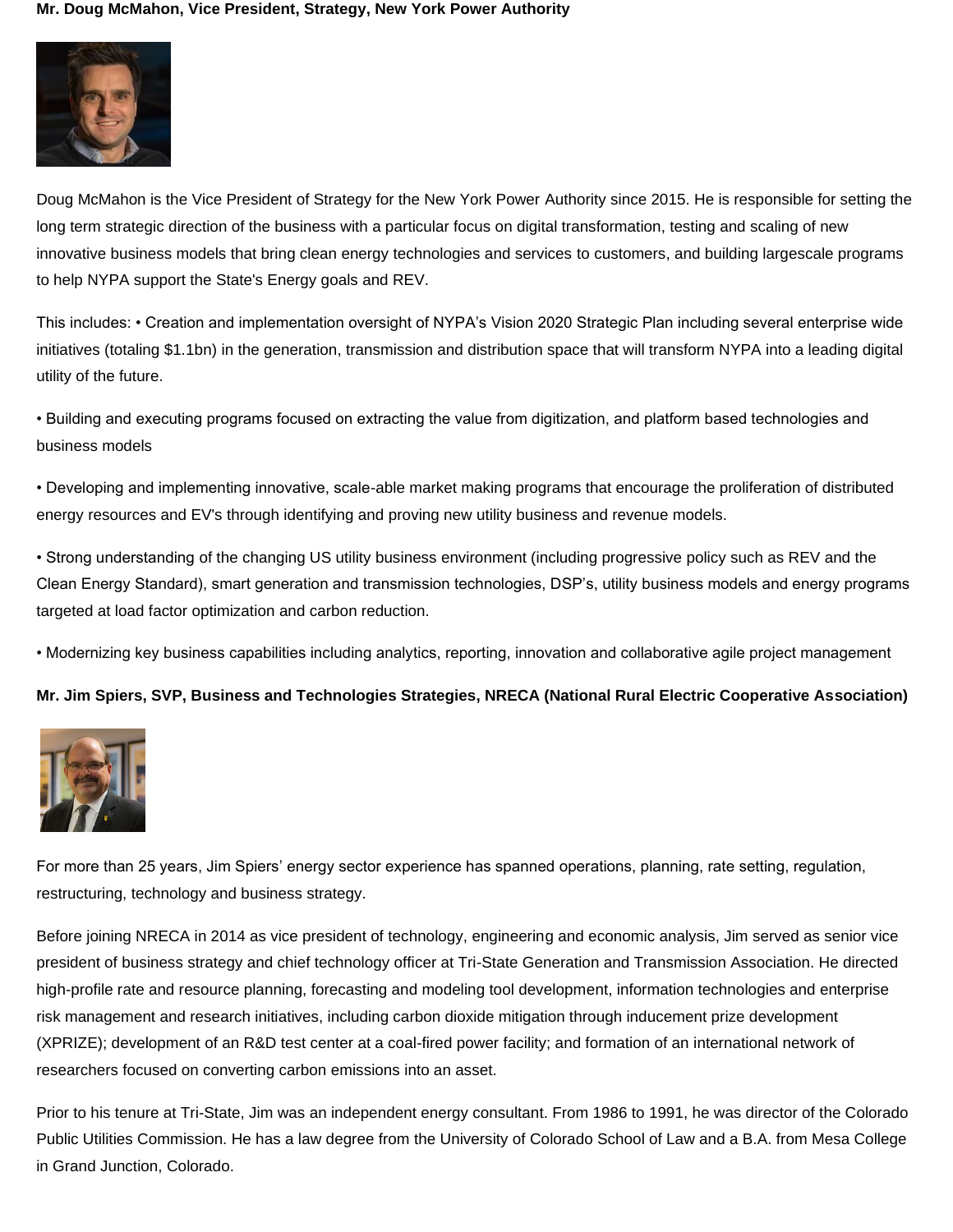**Mr. Doug McMahon, Vice President, Strategy, New York Power Authority**

Doug McMahon is the Vice President of Strategy for the New York Power Authority since 2015. He is responsible for setting the long term strategic direction of the business with a particular focus on digital transformation, testing and scaling of new innovative business models that bring clean energy technologies and services to customers, and building largescale programs to help NYPA support the State's Energy goals and REV.

This includes: • Creation and implementation oversight of NYPA's Vision 2020 Strategic Plan including several enterprise wide initiatives (totaling $1.1bn) in the generation, transmission and distribution space that will transform NYPA into a leading digital utility of the future.

• Building and executing programs focused on extracting the value from digitization, and platform based technologies and business models

• Developing and implementing innovative, scale-able market making programs that encourage the proliferation of distributed energy resources and EV's through identifying and proving new utility business and revenue models.

• Strong understanding of the changing US utility business environment (including progressive policy such as REV and the Clean Energy Standard), smart generation and transmission technologies, DSP's, utility business models and energy programs targeted at load factor optimization and carbon reduction.

• Modernizing key business capabilities including analytics, reporting, innovation and collaborative agile project management

**Mr. Jim Spiers, SVP, Business and Technologies Strategies, NRECA (National Rural Electric Cooperative Association)**

For more than 25 years, Jim Spiers' energy sector experience has spanned operations, planning, rate setting, regulation, restructuring, technology and business strategy.

Before joining NRECA in 2014 as vice president of technology, engineering and economic analysis, Jim served as senior vice president of business strategy and chief technology officer at Tri-State Generation and Transmission Association. He directed high-profile rate and resource planning, forecasting and modeling tool development, information technologies and enterprise risk management and research initiatives, including carbon dioxide mitigation through inducement prize development (XPRIZE); development of an R&D test center at a coal-fired power facility; and formation of an international network of researchers focused on converting carbon emissions into an asset.

Prior to his tenure at Tri-State, Jim was an independent energy consultant. From 1986 to 1991, he was director of the Colorado Public Utilities Commission. He has a law degree from the University of Colorado School of Law and a B.A. from Mesa College in Grand Junction, Colorado.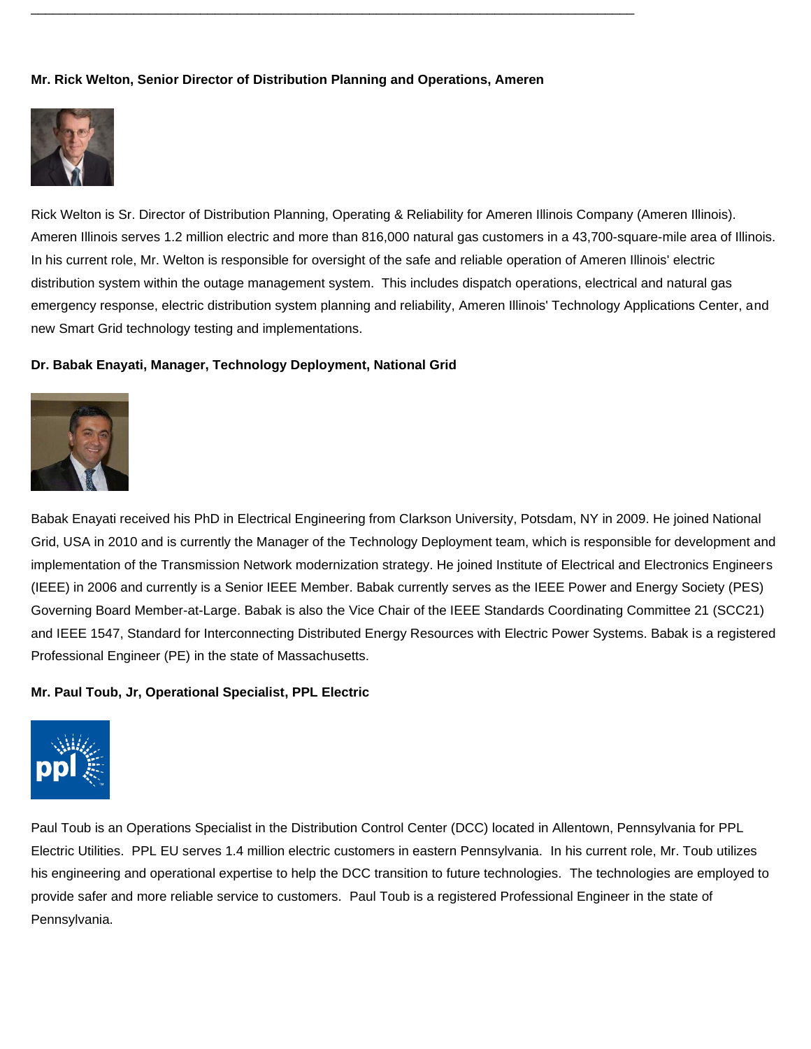**Mr. Rick Welton, Senior Director of Distribution Planning and Operations, Ameren**

Rick Welton is Sr. Director of Distribution Planning, Operating & Reliability for Ameren Illinois Company (Ameren Illinois). Ameren Illinois serves 1.2 million electric and more than 816,000 natural gas customers in a 43,700-square-mile area of Illinois. In his current role, Mr. Welton is responsible for oversight of the safe and reliable operation of Ameren Illinois' electric distribution system within the outage management system. This includes dispatch operations, electrical and natural gas emergency response, electric distribution system planning and reliability, Ameren Illinois' Technology Applications Center, and new Smart Grid technology testing and implementations.

**Dr. Babak Enayati, Manager, Technology Deployment, National Grid**

Babak Enayati received his PhD in Electrical Engineering from Clarkson University, Potsdam, NY in 2009. He joined National Grid, USA in 2010 and is currently the Manager of the Technology Deployment team, which is responsible for development and implementation of the Transmission Network modernization strategy. He joined Institute of Electrical and Electronics Engineers (IEEE) in 2006 and currently is a Senior IEEE Member. Babak currently serves as the IEEE Power and Energy Society (PES) Governing Board Member-at-Large. Babak is also the Vice Chair of the IEEE Standards Coordinating Committee 21 (SCC21) and IEEE 1547, Standard for Interconnecting Distributed Energy Resources with Electric Power Systems. Babak is a registered Professional Engineer (PE) in the state of Massachusetts.

**Mr. Paul Toub, Jr, Operational Specialist, PPL Electric**

Paul Toub is an Operations Specialist in the Distribution Control Center (DCC) located in Allentown, Pennsylvania for PPL Electric Utilities. PPL EU serves 1.4 million electric customers in eastern Pennsylvania. In his current role, Mr. Toub utilizes his engineering and operational expertise to help the DCC transition to future technologies. The technologies are employed to provide safer and more reliable service to customers. Paul Toub is a registered Professional Engineer in the state of Pennsylvania.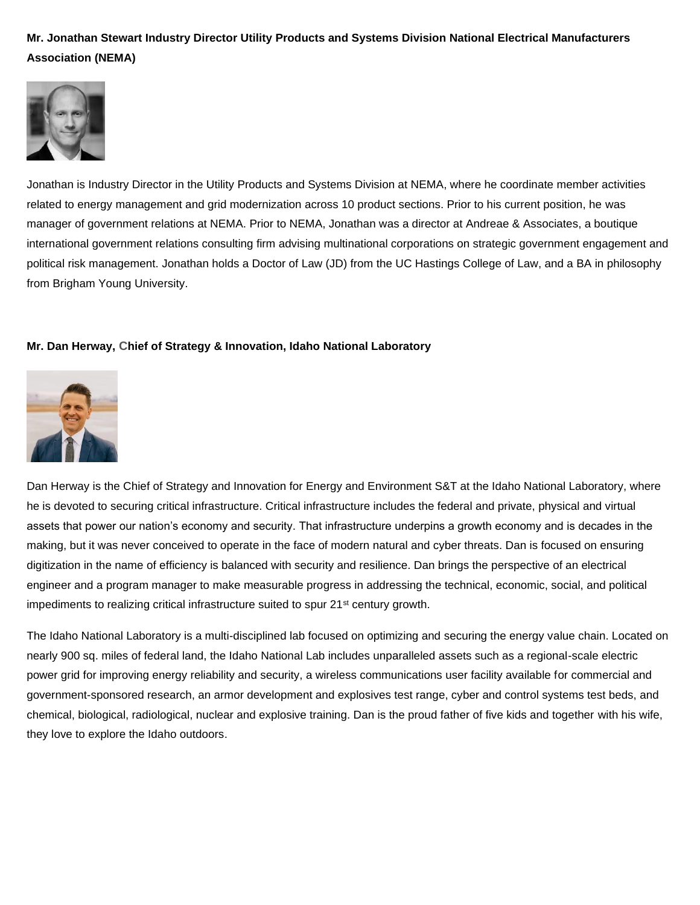**Mr. Jonathan Stewart Industry Director Utility Products and Systems Division National Electrical Manufacturers Association (NEMA)**

Jonathan is Industry Director in the Utility Products and Systems Division at NEMA, where he coordinate member activities related to energy management and grid modernization across 10 product sections. Prior to his current position, he was manager of government relations at NEMA. Prior to NEMA, Jonathan was a director at Andreae & Associates, a boutique international government relations consulting firm advising multinational corporations on strategic government engagement and political risk management. Jonathan holds a Doctor of Law (JD) from the UC Hastings College of Law, and a BA in philosophy from Brigham Young University.

**Mr. Dan Herway, Chief of Strategy & Innovation, Idaho National Laboratory**

Dan Herway is the Chief of Strategy and Innovation for Energy and Environment S&T at the Idaho National Laboratory, where he is devoted to securing critical infrastructure. Critical infrastructure includes the federal and private, physical and virtual assets that power our nation's economy and security. That infrastructure underpins a growth economy and is decades in the making, but it was never conceived to operate in the face of modern natural and cyber threats. Dan is focused on ensuring digitization in the name of efficiency is balanced with security and resilience. Dan brings the perspective of an electrical engineer and a program manager to make measurable progress in addressing the technical, economic, social, and political impediments to realizing critical infrastructure suited to spur 21st century growth.

The Idaho National Laboratory is a multi-disciplined lab focused on optimizing and securing the energy value chain. Located on nearly 900 sq. miles of federal land, the Idaho National Lab includes unparalleled assets such as a regional-scale electric power grid for improving energy reliability and security, a wireless communications user facility available for commercial and government-sponsored research, an armor development and explosives test range, cyber and control systems test beds, and chemical, biological, radiological, nuclear and explosive training. Dan is the proud father of five kids and together with his wife, they love to explore the Idaho outdoors.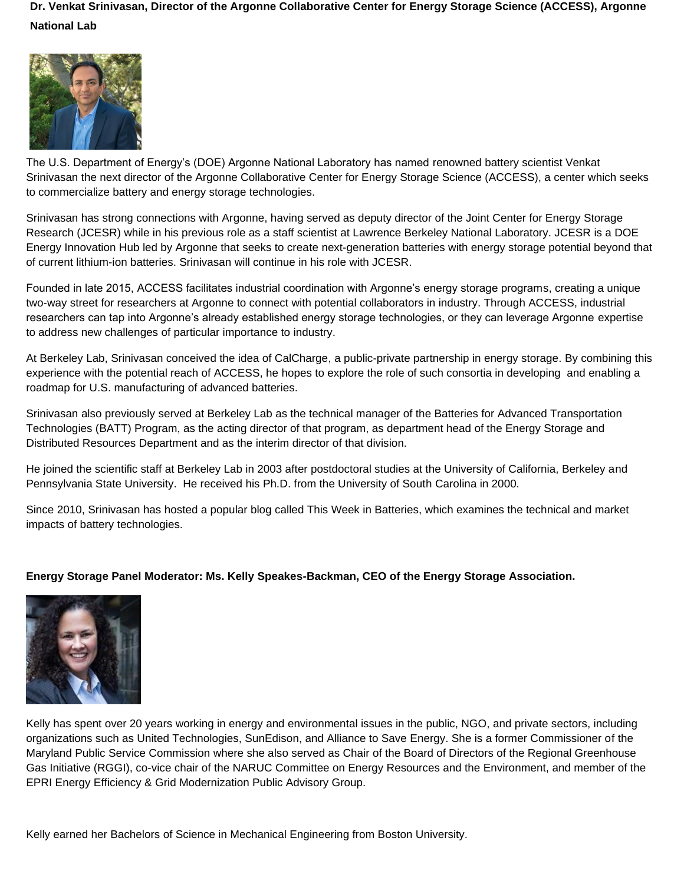**Dr. Venkat Srinivasan, Director of the Argonne Collaborative Center for Energy Storage Science (ACCESS), Argonne National Lab**

The U.S. Department of Energy's (DOE) Argonne National Laboratory has named renowned battery scientist Venkat Srinivasan the next director of the Argonne Collaborative Center for Energy Storage Science (ACCESS), a center which seeks to commercialize battery and energy storage technologies.

Srinivasan has strong connections with Argonne, having served as deputy director of the Joint Center for Energy Storage Research (JCESR) while in his previous role as a staff scientist at Lawrence Berkeley National Laboratory. JCESR is a DOE Energy Innovation Hub led by Argonne that seeks to create next-generation batteries with energy storage potential beyond that of current lithium-ion batteries. Srinivasan will continue in his role with JCESR.

Founded in late 2015, ACCESS facilitates industrial coordination with Argonne's energy storage programs, creating a unique two-way street for researchers at Argonne to connect with potential collaborators in industry. Through ACCESS, industrial researchers can tap into Argonne's already established energy storage technologies, or they can leverage Argonne expertise to address new challenges of particular importance to industry.

At Berkeley Lab, Srinivasan conceived the idea of CalCharge, a public-private partnership in energy storage. By combining this experience with the potential reach of ACCESS, he hopes to explore the role of such consortia in developing and enabling a roadmap for U.S. manufacturing of advanced batteries.

Srinivasan also previously served at Berkeley Lab as the technical manager of the Batteries for Advanced Transportation Technologies (BATT) Program, as the acting director of that program, as department head of the Energy Storage and Distributed Resources Department and as the interim director of that division.

He joined the scientific staff at Berkeley Lab in 2003 after postdoctoral studies at the University of California, Berkeley and Pennsylvania State University. He received his Ph.D. from the University of South Carolina in 2000.

Since 2010, Srinivasan has hosted a popular blog called This Week in Batteries, which examines the technical and market impacts of battery technologies.

**Energy Storage Panel Moderator: Ms. Kelly Speakes-Backman, CEO of the Energy Storage Association.**

Kelly has spent over 20 years working in energy and environmental issues in the public, NGO, and private sectors, including organizations such as United Technologies, SunEdison, and Alliance to Save Energy. She is a former Commissioner of the Maryland Public Service Commission where she also served as Chair of the Board of Directors of the Regional Greenhouse Gas Initiative (RGGI), co-vice chair of the NARUC Committee on Energy Resources and the Environment, and member of the EPRI Energy Efficiency & Grid Modernization Public Advisory Group.

Kelly earned her Bachelors of Science in Mechanical Engineering from Boston University.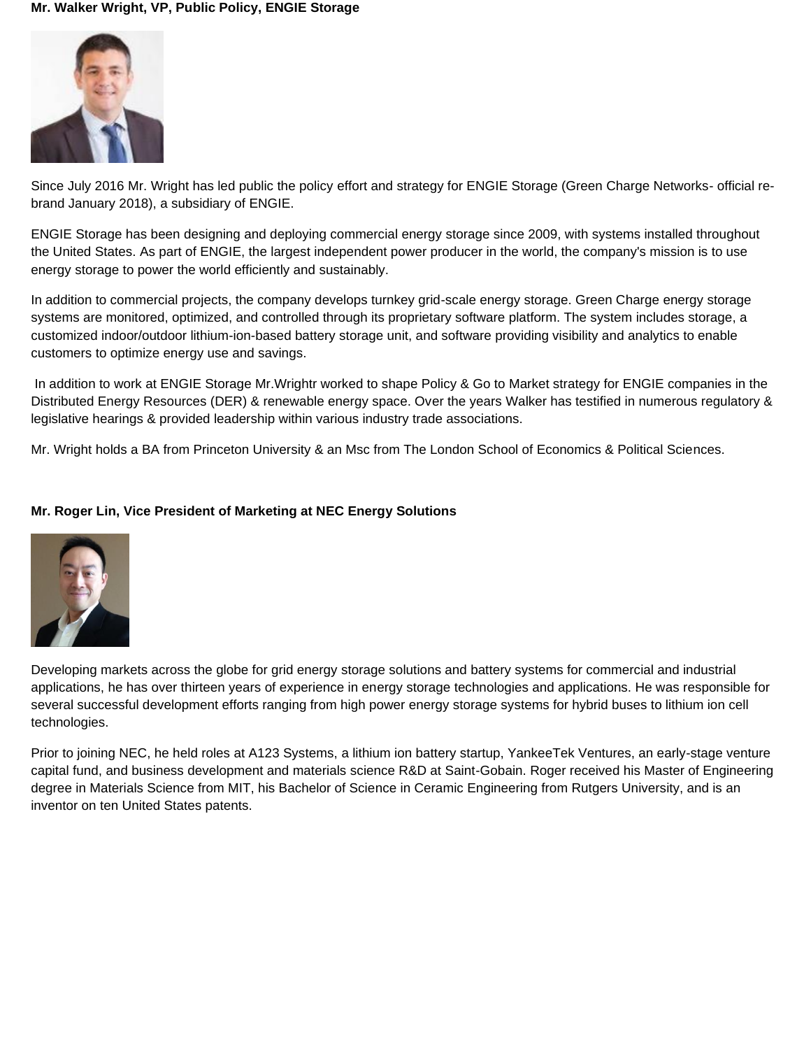**Mr. Walker Wright, VP, Public Policy, ENGIE Storage**

Since July 2016 Mr. Wright has led public the policy effort and strategy for ENGIE Storage (Green Charge Networks- official re-brand January 2018), a subsidiary of ENGIE.

ENGIE Storage has been designing and deploying commercial energy storage since 2009, with systems installed throughout the United States. As part of ENGIE, the largest independent power producer in the world, the company's mission is to use energy storage to power the world efficiently and sustainably.

In addition to commercial projects, the company develops turnkey grid-scale energy storage. Green Charge energy storage systems are monitored, optimized, and controlled through its proprietary software platform. The system includes storage, a customized indoor/outdoor lithium-ion-based battery storage unit, and software providing visibility and analytics to enable customers to optimize energy use and savings.

In addition to work at ENGIE Storage Mr.Wrightr worked to shape Policy & Go to Market strategy for ENGIE companies in the Distributed Energy Resources (DER) & renewable energy space. Over the years Walker has testified in numerous regulatory & legislative hearings & provided leadership within various industry trade associations.

Mr. Wright holds a BA from Princeton University & an Msc from The London School of Economics & Political Sciences.

**Mr. Roger Lin, Vice President of Marketing at NEC Energy Solutions**

Developing markets across the globe for grid energy storage solutions and battery systems for commercial and industrial applications, he has over thirteen years of experience in energy storage technologies and applications. He was responsible for several successful development efforts ranging from high power energy storage systems for hybrid buses to lithium ion cell technologies.

Prior to joining NEC, he held roles at A123 Systems, a lithium ion battery startup, YankeeTek Ventures, an early-stage venture capital fund, and business development and materials science R&D at Saint-Gobain. Roger received his Master of Engineering degree in Materials Science from MIT, his Bachelor of Science in Ceramic Engineering from Rutgers University, and is an inventor on ten United States patents.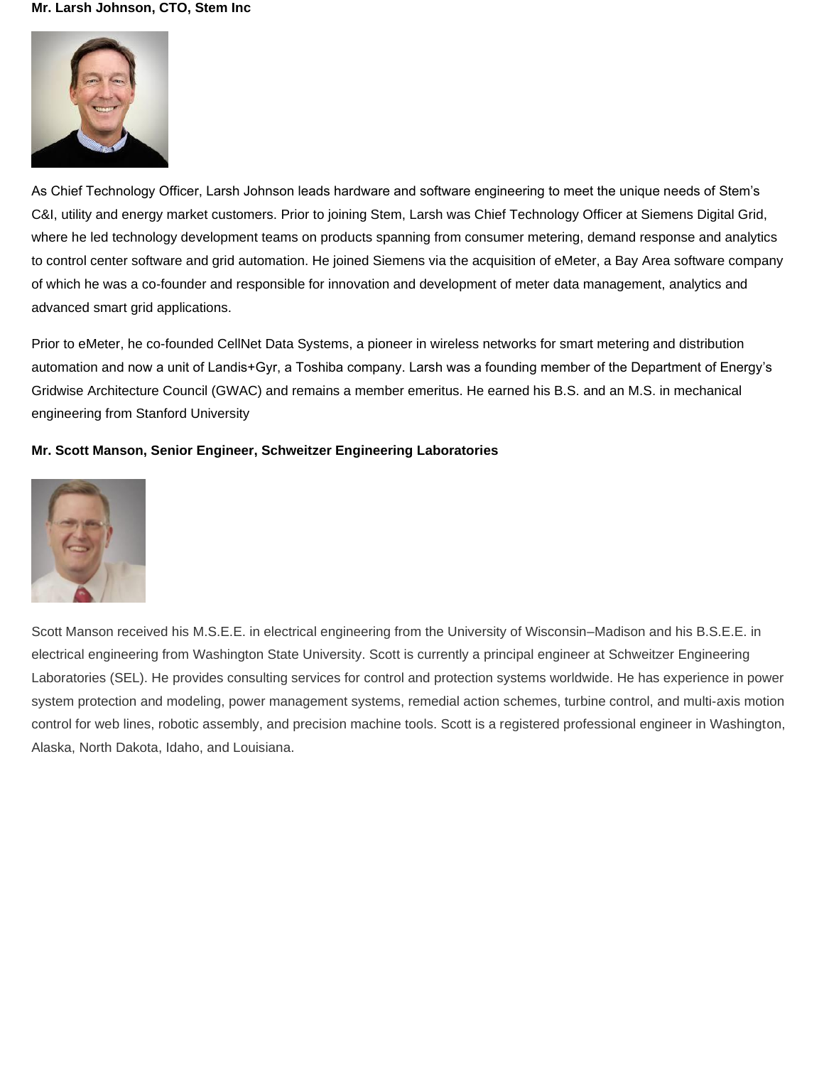**Mr. Larsh Johnson, CTO, Stem Inc**

As Chief Technology Officer, Larsh Johnson leads hardware and software engineering to meet the unique needs of Stem's C&I, utility and energy market customers. Prior to joining Stem, Larsh was Chief Technology Officer at Siemens Digital Grid, where he led technology development teams on products spanning from consumer metering, demand response and analytics to control center software and grid automation. He joined Siemens via the acquisition of eMeter, a Bay Area software company of which he was a co-founder and responsible for innovation and development of meter data management, analytics and advanced smart grid applications.

Prior to eMeter, he co-founded CellNet Data Systems, a pioneer in wireless networks for smart metering and distribution automation and now a unit of Landis+Gyr, a Toshiba company. Larsh was a founding member of the Department of Energy's Gridwise Architecture Council (GWAC) and remains a member emeritus. He earned his B.S. and an M.S. in mechanical engineering from Stanford University

**Mr. Scott Manson, Senior Engineer, Schweitzer Engineering Laboratories**

Scott Manson received his M.S.E.E. in electrical engineering from the University of Wisconsin–Madison and his B.S.E.E. in electrical engineering from Washington State University. Scott is currently a principal engineer at Schweitzer Engineering Laboratories (SEL). He provides consulting services for control and protection systems worldwide. He has experience in power system protection and modeling, power management systems, remedial action schemes, turbine control, and multi-axis motion control for web lines, robotic assembly, and precision machine tools. Scott is a registered professional engineer in Washington, Alaska, North Dakota, Idaho, and Louisiana.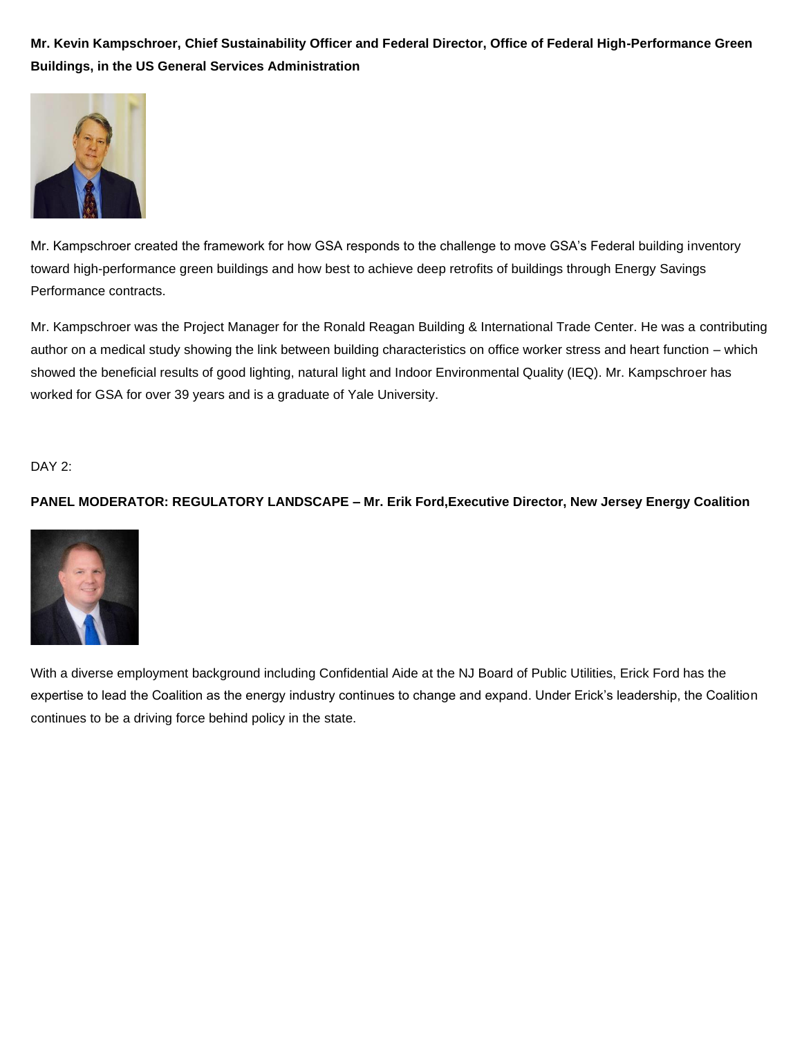**Mr. Kevin Kampschroer, Chief Sustainability Officer and Federal Director, Office of Federal High-Performance Green Buildings, in the US General Services Administration**

Mr. Kampschroer created the framework for how GSA responds to the challenge to move GSA's Federal building inventory toward high-performance green buildings and how best to achieve deep retrofits of buildings through Energy Savings Performance contracts.

Mr. Kampschroer was the Project Manager for the Ronald Reagan Building & International Trade Center. He was a contributing author on a medical study showing the link between building characteristics on office worker stress and heart function – which showed the beneficial results of good lighting, natural light and Indoor Environmental Quality (IEQ). Mr. Kampschroer has worked for GSA for over 39 years and is a graduate of Yale University.

DAY 2:

**PANEL MODERATOR: REGULATORY LANDSCAPE – Mr. Erik Ford,Executive Director, New Jersey Energy Coalition**

With a diverse employment background including Confidential Aide at the NJ Board of Public Utilities, Erick Ford has the expertise to lead the Coalition as the energy industry continues to change and expand. Under Erick's leadership, the Coalition continues to be a driving force behind policy in the state.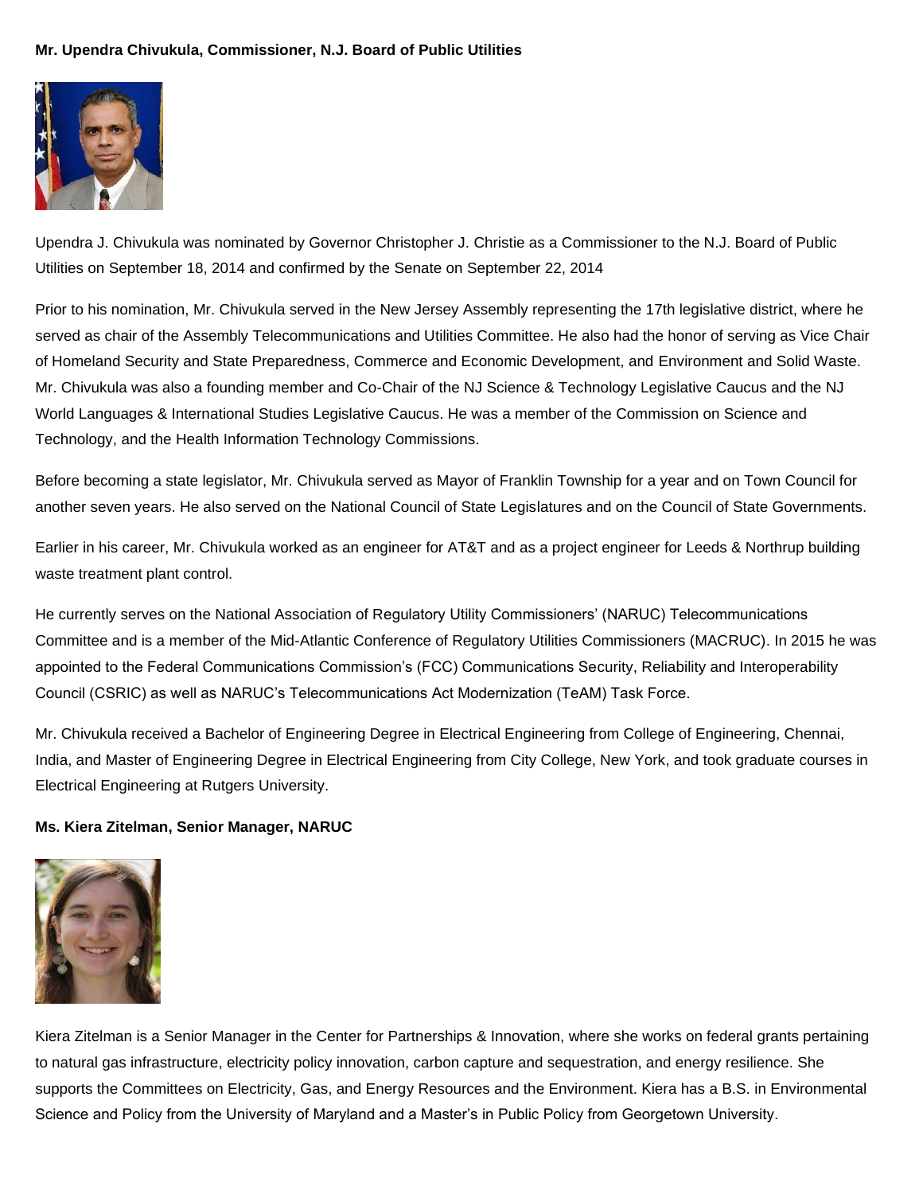**Mr. Upendra Chivukula, Commissioner, N.J. Board of Public Utilities**

Upendra J. Chivukula was nominated by Governor Christopher J. Christie as a Commissioner to the N.J. Board of Public Utilities on September 18, 2014 and confirmed by the Senate on September 22, 2014

Prior to his nomination, Mr. Chivukula served in the New Jersey Assembly representing the 17th legislative district, where he served as chair of the Assembly Telecommunications and Utilities Committee. He also had the honor of serving as Vice Chair of Homeland Security and State Preparedness, Commerce and Economic Development, and Environment and Solid Waste. Mr. Chivukula was also a founding member and Co-Chair of the NJ Science & Technology Legislative Caucus and the NJ World Languages & International Studies Legislative Caucus. He was a member of the Commission on Science and Technology, and the Health Information Technology Commissions.

Before becoming a state legislator, Mr. Chivukula served as Mayor of Franklin Township for a year and on Town Council for another seven years. He also served on the National Council of State Legislatures and on the Council of State Governments.

Earlier in his career, Mr. Chivukula worked as an engineer for AT&T and as a project engineer for Leeds & Northrup building waste treatment plant control.

He currently serves on the National Association of Regulatory Utility Commissioners' (NARUC) Telecommunications Committee and is a member of the Mid-Atlantic Conference of Regulatory Utilities Commissioners (MACRUC). In 2015 he was appointed to the Federal Communications Commission's (FCC) Communications Security, Reliability and Interoperability Council (CSRIC) as well as NARUC's Telecommunications Act Modernization (TeAM) Task Force.

Mr. Chivukula received a Bachelor of Engineering Degree in Electrical Engineering from College of Engineering, Chennai, India, and Master of Engineering Degree in Electrical Engineering from City College, New York, and took graduate courses in Electrical Engineering at Rutgers University.

**Ms. Kiera Zitelman, Senior Manager, NARUC**

Kiera Zitelman is a Senior Manager in the Center for Partnerships & Innovation, where she works on federal grants pertaining to natural gas infrastructure, electricity policy innovation, carbon capture and sequestration, and energy resilience. She supports the Committees on Electricity, Gas, and Energy Resources and the Environment. Kiera has a B.S. in Environmental Science and Policy from the University of Maryland and a Master's in Public Policy from Georgetown University.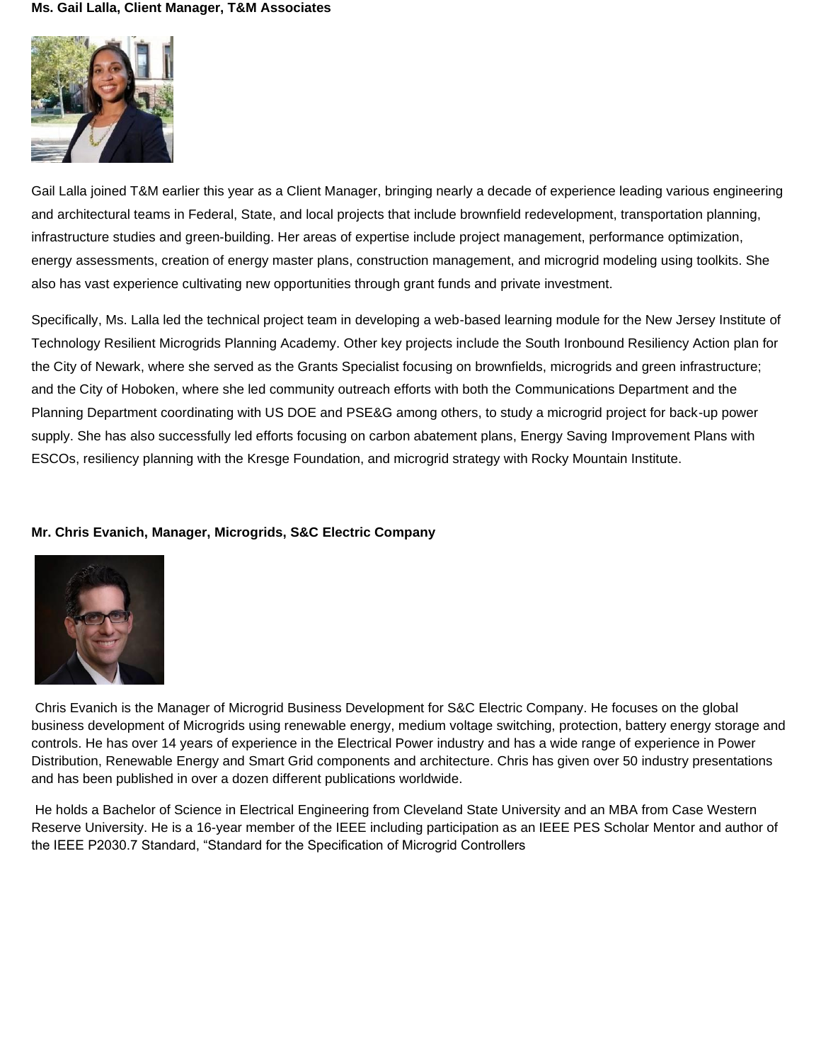**Ms. Gail Lalla, Client Manager, T&M Associates**

Gail Lalla joined T&M earlier this year as a Client Manager, bringing nearly a decade of experience leading various engineering and architectural teams in Federal, State, and local projects that include brownfield redevelopment, transportation planning, infrastructure studies and green-building. Her areas of expertise include project management, performance optimization, energy assessments, creation of energy master plans, construction management, and microgrid modeling using toolkits. She also has vast experience cultivating new opportunities through grant funds and private investment.

Specifically, Ms. Lalla led the technical project team in developing a web-based learning module for the New Jersey Institute of Technology Resilient Microgrids Planning Academy. Other key projects include the South Ironbound Resiliency Action plan for the City of Newark, where she served as the Grants Specialist focusing on brownfields, microgrids and green infrastructure; and the City of Hoboken, where she led community outreach efforts with both the Communications Department and the Planning Department coordinating with US DOE and PSE&G among others, to study a microgrid project for back-up power supply. She has also successfully led efforts focusing on carbon abatement plans, Energy Saving Improvement Plans with ESCOs, resiliency planning with the Kresge Foundation, and microgrid strategy with Rocky Mountain Institute.

**Mr. Chris Evanich, Manager, Microgrids, S&C Electric Company**

Chris Evanich is the Manager of Microgrid Business Development for S&C Electric Company. He focuses on the global business development of Microgrids using renewable energy, medium voltage switching, protection, battery energy storage and controls. He has over 14 years of experience in the Electrical Power industry and has a wide range of experience in Power Distribution, Renewable Energy and Smart Grid components and architecture. Chris has given over 50 industry presentations and has been published in over a dozen different publications worldwide.

He holds a Bachelor of Science in Electrical Engineering from Cleveland State University and an MBA from Case Western Reserve University. He is a 16-year member of the IEEE including participation as an IEEE PES Scholar Mentor and author of the IEEE P2030.7 Standard, "Standard for the Specification of Microgrid Controllers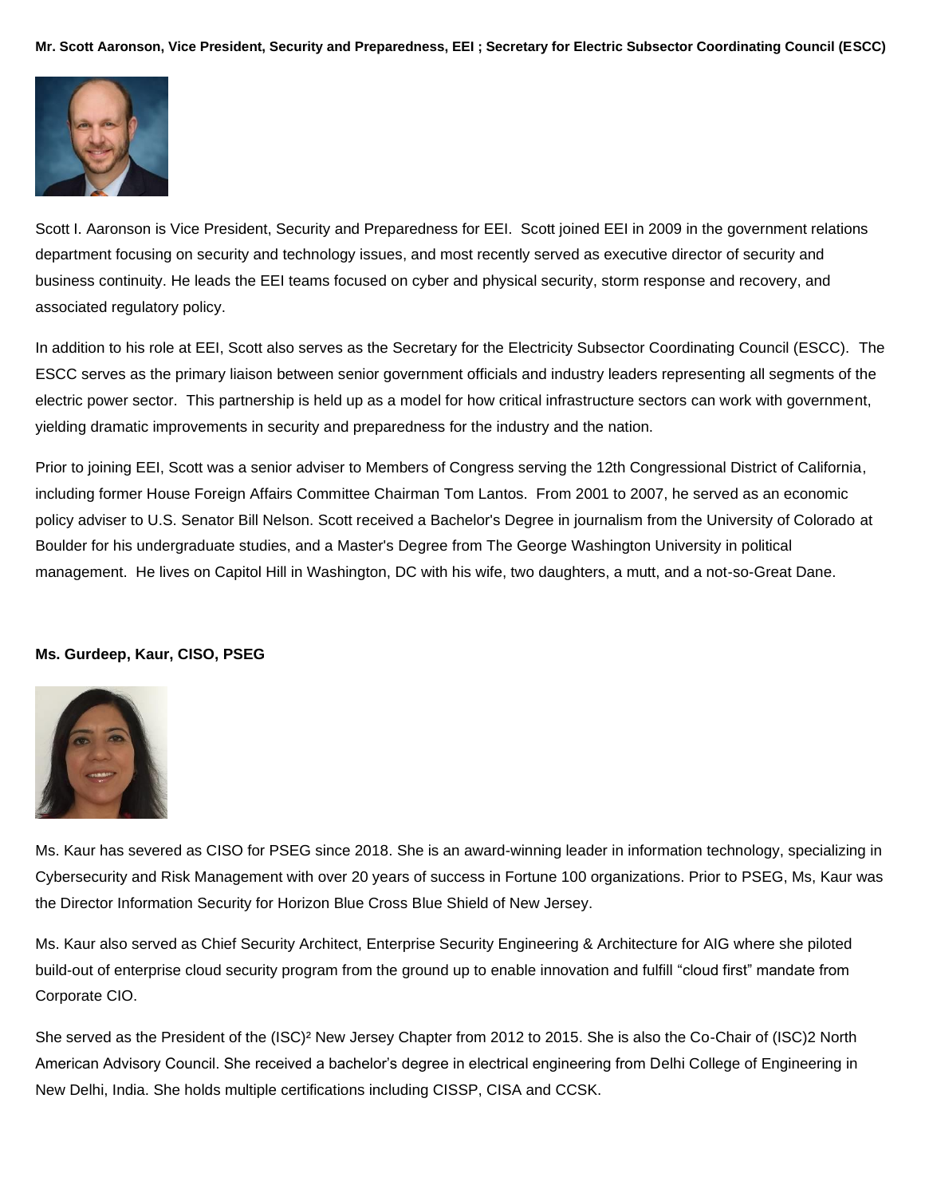**Mr. Scott Aaronson, Vice President, Security and Preparedness, EEI ; Secretary for Electric Subsector Coordinating Council (ESCC)**

Scott I. Aaronson is Vice President, Security and Preparedness for EEI. Scott joined EEI in 2009 in the government relations department focusing on security and technology issues, and most recently served as executive director of security and business continuity. He leads the EEI teams focused on cyber and physical security, storm response and recovery, and associated regulatory policy.

In addition to his role at EEI, Scott also serves as the Secretary for the Electricity Subsector Coordinating Council (ESCC). The ESCC serves as the primary liaison between senior government officials and industry leaders representing all segments of the electric power sector. This partnership is held up as a model for how critical infrastructure sectors can work with government, yielding dramatic improvements in security and preparedness for the industry and the nation.

Prior to joining EEI, Scott was a senior adviser to Members of Congress serving the 12th Congressional District of California, including former House Foreign Affairs Committee Chairman Tom Lantos. From 2001 to 2007, he served as an economic policy adviser to U.S. Senator Bill Nelson. Scott received a Bachelor's Degree in journalism from the University of Colorado at Boulder for his undergraduate studies, and a Master's Degree from The George Washington University in political management. He lives on Capitol Hill in Washington, DC with his wife, two daughters, a mutt, and a not-so-Great Dane.

**Ms. Gurdeep, Kaur, CISO, PSEG**

Ms. Kaur has severed as CISO for PSEG since 2018. She is an award-winning leader in information technology, specializing in Cybersecurity and Risk Management with over 20 years of success in Fortune 100 organizations. Prior to PSEG, Ms, Kaur was the Director Information Security for Horizon Blue Cross Blue Shield of New Jersey.

Ms. Kaur also served as Chief Security Architect, Enterprise Security Engineering & Architecture for AIG where she piloted build-out of enterprise cloud security program from the ground up to enable innovation and fulfill "cloud first" mandate from Corporate CIO.

She served as the President of the (ISC)² New Jersey Chapter from 2012 to 2015. She is also the Co-Chair of (ISC)2 North American Advisory Council. She received a bachelor's degree in electrical engineering from Delhi College of Engineering in New Delhi, India. She holds multiple certifications including CISSP, CISA and CCSK.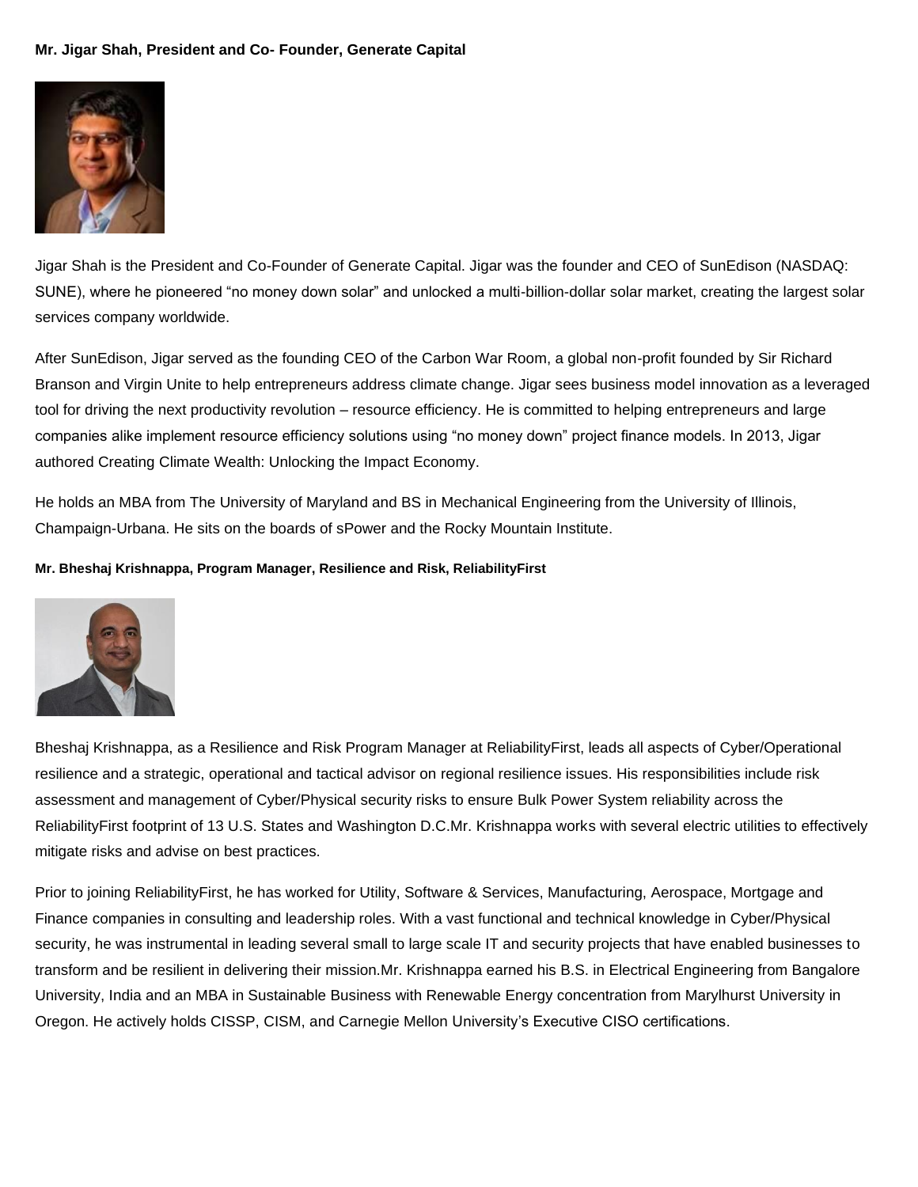**Mr. Jigar Shah, President and Co- Founder, Generate Capital**

Jigar Shah is the President and Co-Founder of Generate Capital. Jigar was the founder and CEO of SunEdison (NASDAQ: SUNE), where he pioneered "no money down solar" and unlocked a multi-billion-dollar solar market, creating the largest solar services company worldwide.

After SunEdison, Jigar served as the founding CEO of the Carbon War Room, a global non-profit founded by Sir Richard Branson and Virgin Unite to help entrepreneurs address climate change. Jigar sees business model innovation as a leveraged tool for driving the next productivity revolution – resource efficiency. He is committed to helping entrepreneurs and large companies alike implement resource efficiency solutions using "no money down" project finance models. In 2013, Jigar authored Creating Climate Wealth: Unlocking the Impact Economy.

He holds an MBA from The University of Maryland and BS in Mechanical Engineering from the University of Illinois, Champaign-Urbana. He sits on the boards of sPower and the Rocky Mountain Institute.

**Mr. Bheshaj Krishnappa, Program Manager, Resilience and Risk, ReliabilityFirst**

Bheshaj Krishnappa, as a Resilience and Risk Program Manager at ReliabilityFirst, leads all aspects of Cyber/Operational resilience and a strategic, operational and tactical advisor on regional resilience issues. His responsibilities include risk assessment and management of Cyber/Physical security risks to ensure Bulk Power System reliability across the ReliabilityFirst footprint of 13 U.S. States and Washington D.C.Mr. Krishnappa works with several electric utilities to effectively mitigate risks and advise on best practices.

Prior to joining ReliabilityFirst, he has worked for Utility, Software & Services, Manufacturing, Aerospace, Mortgage and Finance companies in consulting and leadership roles. With a vast functional and technical knowledge in Cyber/Physical security, he was instrumental in leading several small to large scale IT and security projects that have enabled businesses to transform and be resilient in delivering their mission.Mr. Krishnappa earned his B.S. in Electrical Engineering from Bangalore University, India and an MBA in Sustainable Business with Renewable Energy concentration from Marylhurst University in Oregon. He actively holds CISSP, CISM, and Carnegie Mellon University's Executive CISO certifications.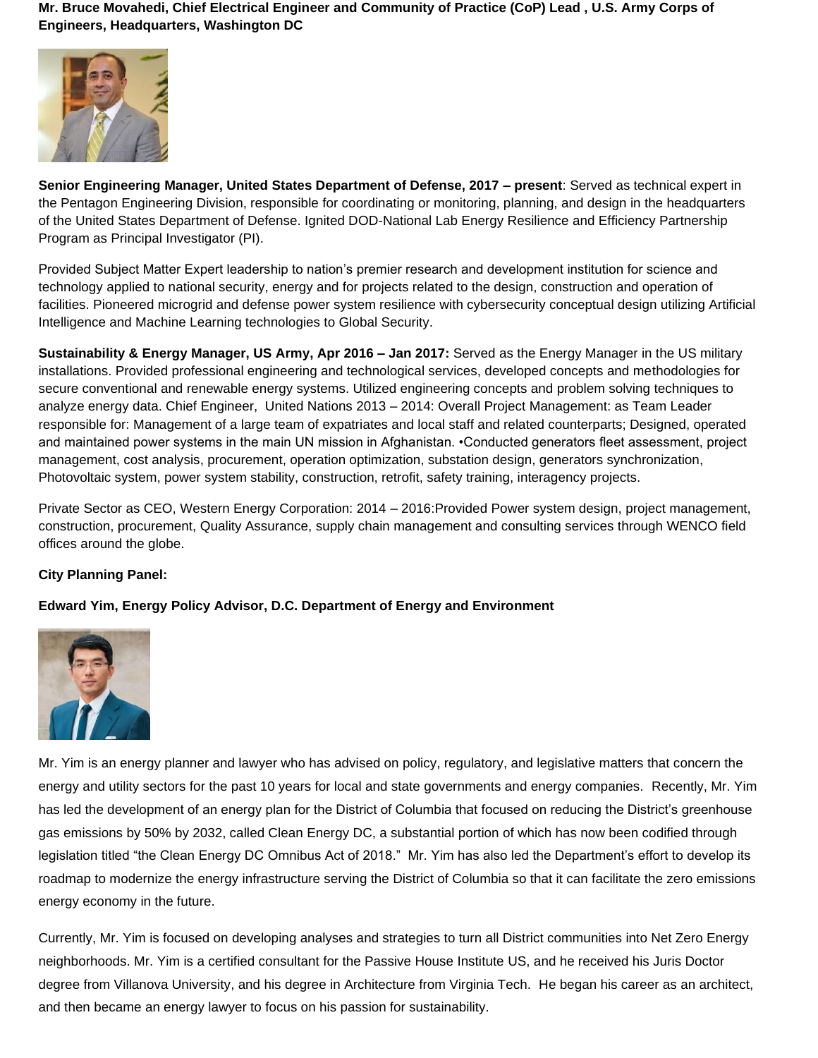**Mr. Bruce Movahedi, Chief Electrical Engineer and Community of Practice (CoP) Lead , U.S. Army Corps of Engineers, Headquarters, Washington DC**

**Senior Engineering Manager, United States Department of Defense, 2017 – present**: Served as technical expert in the Pentagon Engineering Division, responsible for coordinating or monitoring, planning, and design in the headquarters of the United States Department of Defense. Ignited DOD-National Lab Energy Resilience and Efficiency Partnership Program as Principal Investigator (PI).

Provided Subject Matter Expert leadership to nation's premier research and development institution for science and technology applied to national security, energy and for projects related to the design, construction and operation of facilities. Pioneered microgrid and defense power system resilience with cybersecurity conceptual design utilizing Artificial Intelligence and Machine Learning technologies to Global Security.

**Sustainability & Energy Manager, US Army, Apr 2016 – Jan 2017:** Served as the Energy Manager in the US military installations. Provided professional engineering and technological services, developed concepts and methodologies for secure conventional and renewable energy systems. Utilized engineering concepts and problem solving techniques to analyze energy data. Chief Engineer, United Nations 2013 – 2014: Overall Project Management: as Team Leader responsible for: Management of a large team of expatriates and local staff and related counterparts; Designed, operated and maintained power systems in the main UN mission in Afghanistan. •Conducted generators fleet assessment, project management, cost analysis, procurement, operation optimization, substation design, generators synchronization, Photovoltaic system, power system stability, construction, retrofit, safety training, interagency projects.

Private Sector as CEO, Western Energy Corporation: 2014 – 2016:Provided Power system design, project management, construction, procurement, Quality Assurance, supply chain management and consulting services through WENCO field offices around the globe.

**City Planning Panel:**

**Edward Yim, Energy Policy Advisor, D.C. Department of Energy and Environment**

Mr. Yim is an energy planner and lawyer who has advised on policy, regulatory, and legislative matters that concern the energy and utility sectors for the past 10 years for local and state governments and energy companies. Recently, Mr. Yim has led the development of an energy plan for the District of Columbia that focused on reducing the District's greenhouse gas emissions by 50% by 2032, called Clean Energy DC, a substantial portion of which has now been codified through legislation titled "the Clean Energy DC Omnibus Act of 2018." Mr. Yim has also led the Department's effort to develop its roadmap to modernize the energy infrastructure serving the District of Columbia so that it can facilitate the zero emissions energy economy in the future.

Currently, Mr. Yim is focused on developing analyses and strategies to turn all District communities into Net Zero Energy neighborhoods. Mr. Yim is a certified consultant for the Passive House Institute US, and he received his Juris Doctor degree from Villanova University, and his degree in Architecture from Virginia Tech. He began his career as an architect, and then became an energy lawyer to focus on his passion for sustainability.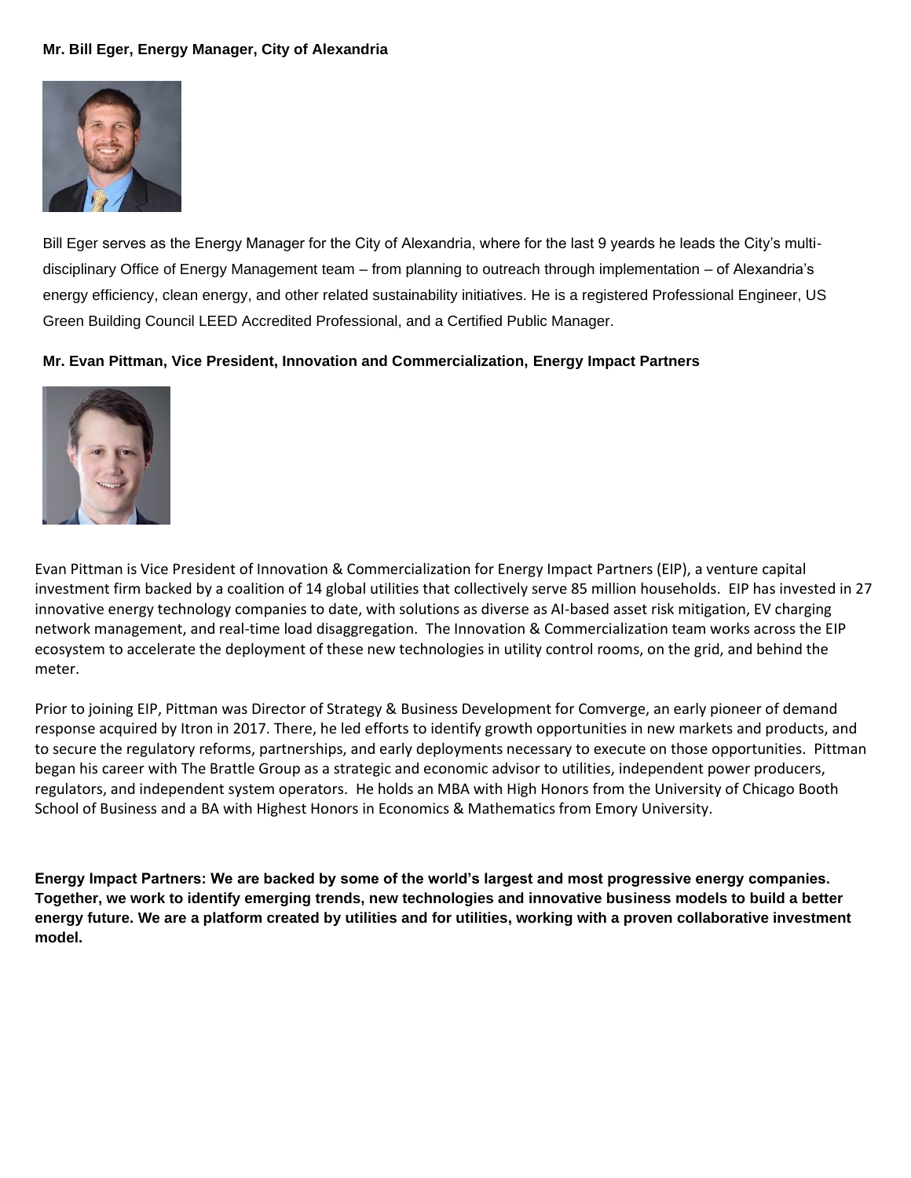**Mr. Bill Eger, Energy Manager, City of Alexandria**

Bill Eger serves as the Energy Manager for the City of Alexandria, where for the last 9 yeards he leads the City's multi-disciplinary Office of Energy Management team – from planning to outreach through implementation – of Alexandria's energy efficiency, clean energy, and other related sustainability initiatives. He is a registered Professional Engineer, US Green Building Council LEED Accredited Professional, and a Certified Public Manager.

**Mr. Evan Pittman, Vice President, Innovation and Commercialization, Energy Impact Partners**

Evan Pittman is Vice President of Innovation & Commercialization for Energy Impact Partners (EIP), a venture capital investment firm backed by a coalition of 14 global utilities that collectively serve 85 million households. EIP has invested in 27 innovative energy technology companies to date, with solutions as diverse as AI-based asset risk mitigation, EV charging network management, and real-time load disaggregation. The Innovation & Commercialization team works across the EIP ecosystem to accelerate the deployment of these new technologies in utility control rooms, on the grid, and behind the meter.

Prior to joining EIP, Pittman was Director of Strategy & Business Development for Comverge, an early pioneer of demand response acquired by Itron in 2017. There, he led efforts to identify growth opportunities in new markets and products, and to secure the regulatory reforms, partnerships, and early deployments necessary to execute on those opportunities. Pittman began his career with The Brattle Group as a strategic and economic advisor to utilities, independent power producers, regulators, and independent system operators. He holds an MBA with High Honors from the University of Chicago Booth School of Business and a BA with Highest Honors in Economics & Mathematics from Emory University.

**Energy Impact Partners: We are backed by some of the world's largest and most progressive energy companies. Together, we work to identify emerging trends, new technologies and innovative business models to build a better energy future. We are a platform created by utilities and for utilities, working with a proven collaborative investment model.**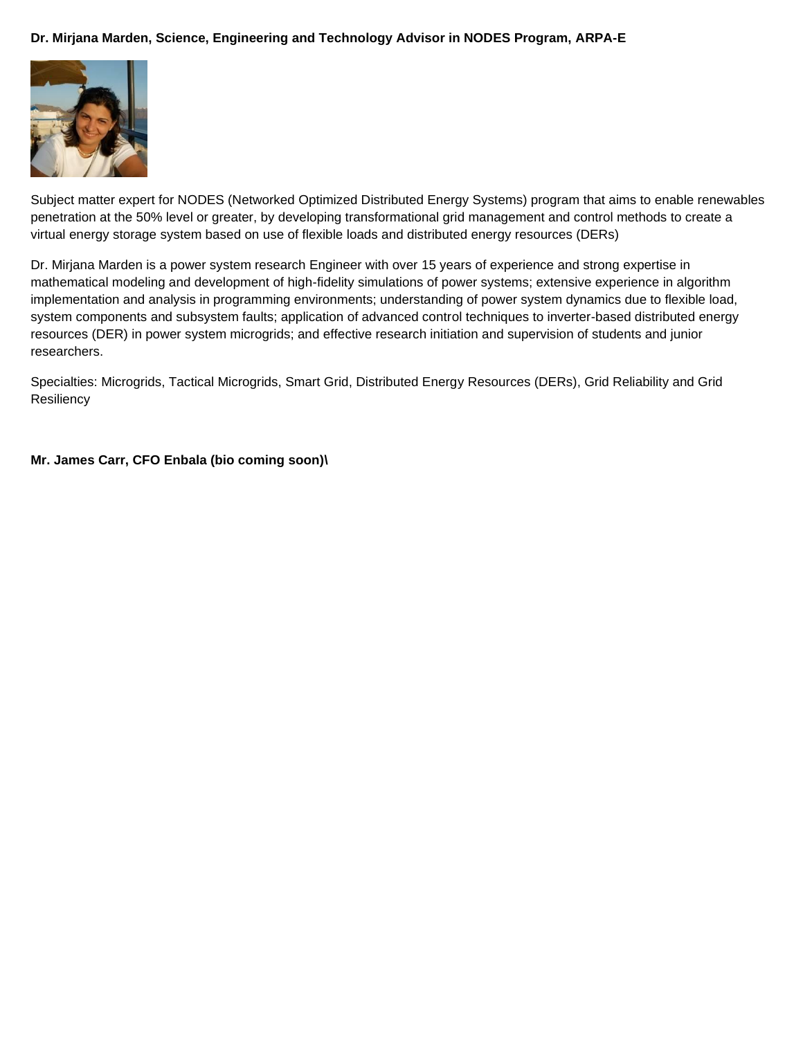**Dr. Mirjana Marden, Science, Engineering and Technology Advisor in NODES Program, ARPA-E**

Subject matter expert for NODES (Networked Optimized Distributed Energy Systems) program that aims to enable renewables penetration at the 50% level or greater, by developing transformational grid management and control methods to create a virtual energy storage system based on use of flexible loads and distributed energy resources (DERs)

Dr. Mirjana Marden is a power system research Engineer with over 15 years of experience and strong expertise in mathematical modeling and development of high-fidelity simulations of power systems; extensive experience in algorithm implementation and analysis in programming environments; understanding of power system dynamics due to flexible load, system components and subsystem faults; application of advanced control techniques to inverter-based distributed energy resources (DER) in power system microgrids; and effective research initiation and supervision of students and junior researchers.

Specialties: Microgrids, Tactical Microgrids, Smart Grid, Distributed Energy Resources (DERs), Grid Reliability and Grid Resiliency

**Mr. James Carr, CFO Enbala (bio coming soon)\**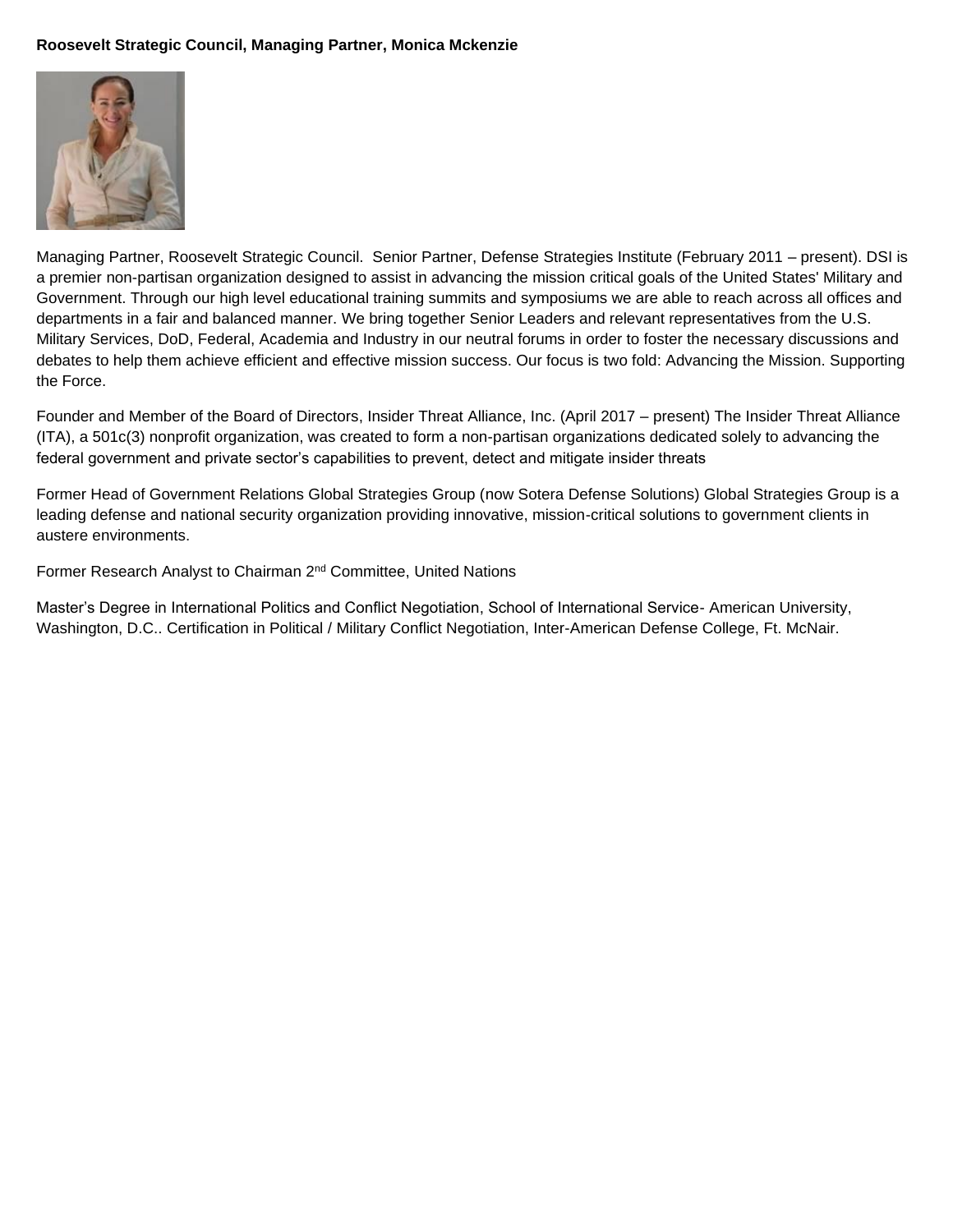**Roosevelt Strategic Council, Managing Partner, Monica Mckenzie**

Managing Partner, Roosevelt Strategic Council. Senior Partner, Defense Strategies Institute (February 2011 – present). DSI is a premier non-partisan organization designed to assist in advancing the mission critical goals of the United States' Military and Government. Through our high level educational training summits and symposiums we are able to reach across all offices and departments in a fair and balanced manner. We bring together Senior Leaders and relevant representatives from the U.S. Military Services, DoD, Federal, Academia and Industry in our neutral forums in order to foster the necessary discussions and debates to help them achieve efficient and effective mission success. Our focus is two fold: Advancing the Mission. Supporting the Force.

Founder and Member of the Board of Directors, Insider Threat Alliance, Inc. (April 2017 – present) The Insider Threat Alliance (ITA), a 501c(3) nonprofit organization, was created to form a non-partisan organizations dedicated solely to advancing the federal government and private sector's capabilities to prevent, detect and mitigate insider threats

Former Head of Government Relations Global Strategies Group (now Sotera Defense Solutions) Global Strategies Group is a leading defense and national security organization providing innovative, mission-critical solutions to government clients in austere environments.

Former Research Analyst to Chairman 2nd Committee, United Nations

Master's Degree in International Politics and Conflict Negotiation, School of International Service- American University, Washington, D.C.. Certification in Political / Military Conflict Negotiation, Inter-American Defense College, Ft. McNair.